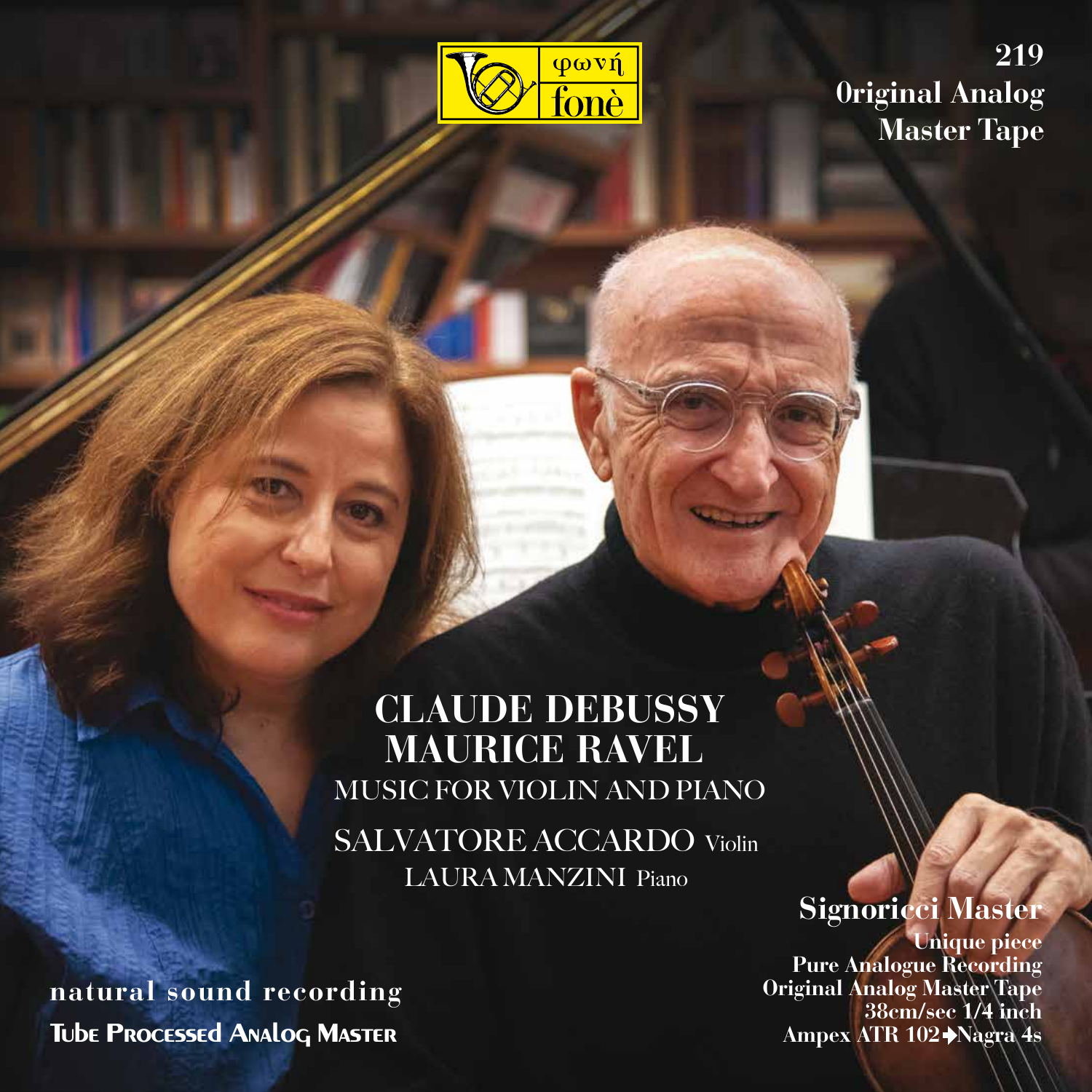φωνή
fonè

219
Original Analog
Master Tape

# CLAUDE DEBUSSY
# MAURICE RAVEL

## MUSIC FOR VIOLIN AND PIANO

SALVATORE ACCARDO Violin
LAURA MANZINI Piano

**Signoricci Master**

**Unique piece**
**Pure Analogue Recording**
**Original Analog Master Tape**
**38cm/sec 1/4 inch**
**Ampex ATR 102→Nagra 4s**

**natural sound recording**
**Tube Processed Analog Master**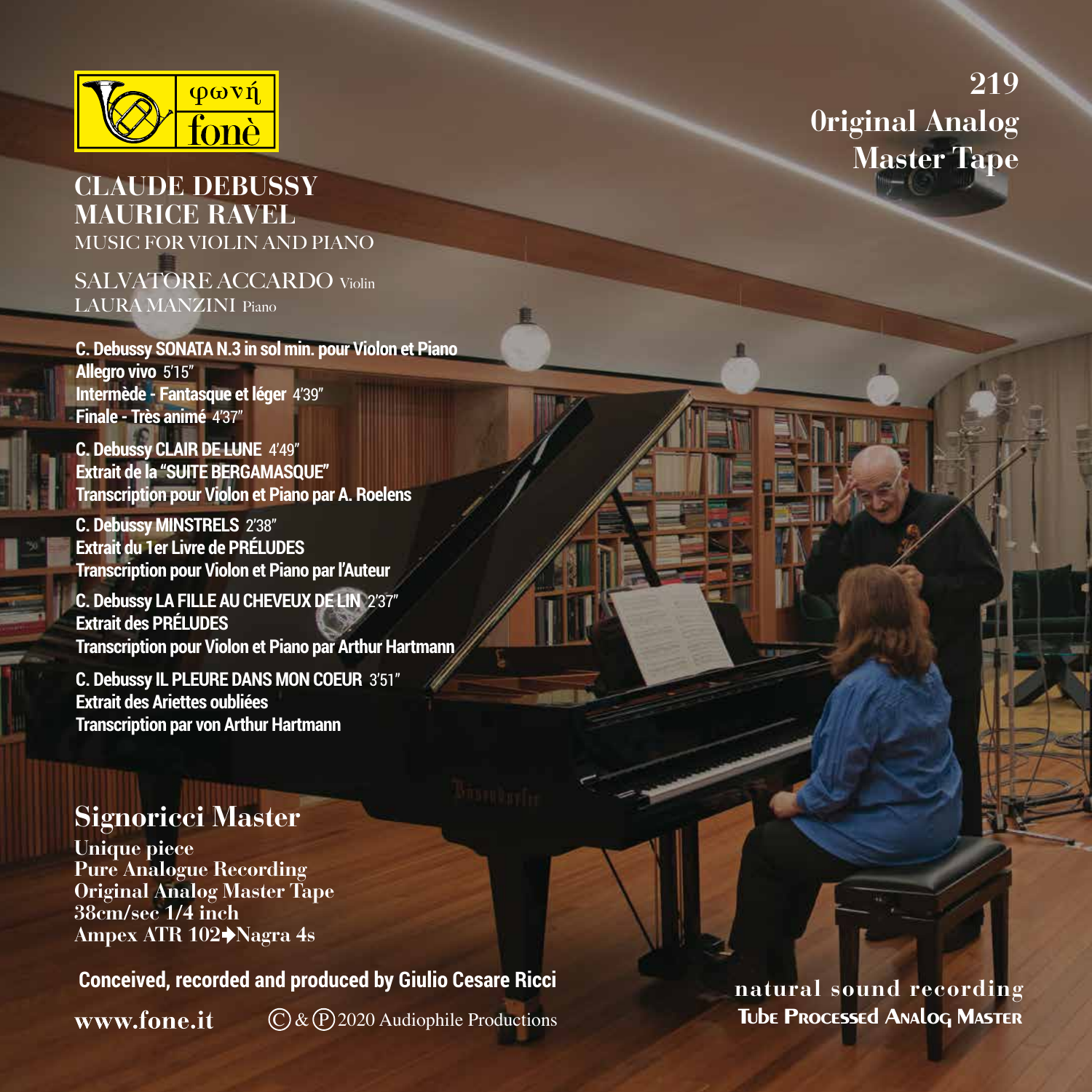φωνή
fonè

219
Original Analog
Master Tape

# CLAUDE DEBUSSY
# MAURICE RAVEL

MUSIC FOR VIOLIN AND PIANO

SALVATORE ACCARDO Violin
LAURA MANZINI Piano

**C. Debussy SONATA N.3 in sol min. pour Violon et Piano**
**Allegro vivo** 5'15"
**Intermède - Fantasque et léger** 4'39"
**Finale - Très animé** 4'37"

**C. Debussy CLAIR DE LUNE** 4'49"
**Extrait de la "SUITE BERGAMASQUE"**
**Transcription pour Violon et Piano par A. Roelens**

**C. Debussy MINSTRELS** 2'38"
**Extrait du 1er Livre de PRÉLUDES**
**Transcription pour Violon et Piano par l'Auteur**

**C. Debussy LA FILLE AU CHEVEUX DE LIN** 2'37"
**Extrait des PRÉLUDES**
**Transcription pour Violon et Piano par Arthur Hartmann**

**C. Debussy IL PLEURE DANS MON COEUR** 3'51"
**Extrait des Ariettes oubliées**
**Transcription par von Arthur Hartmann**

## Signoricci Master

**Unique piece**
**Pure Analogue Recording**
**Original Analog Master Tape**
**38cm/sec 1/4 inch**
**Ampex ATR 102➔Nagra 4s**

**Conceived, recorded and produced by Giulio Cesare Ricci**

**www.fone.it** © & ℗ 2020 Audiophile Productions

natural sound recording
TUBE PROCESSED ANALOG MASTER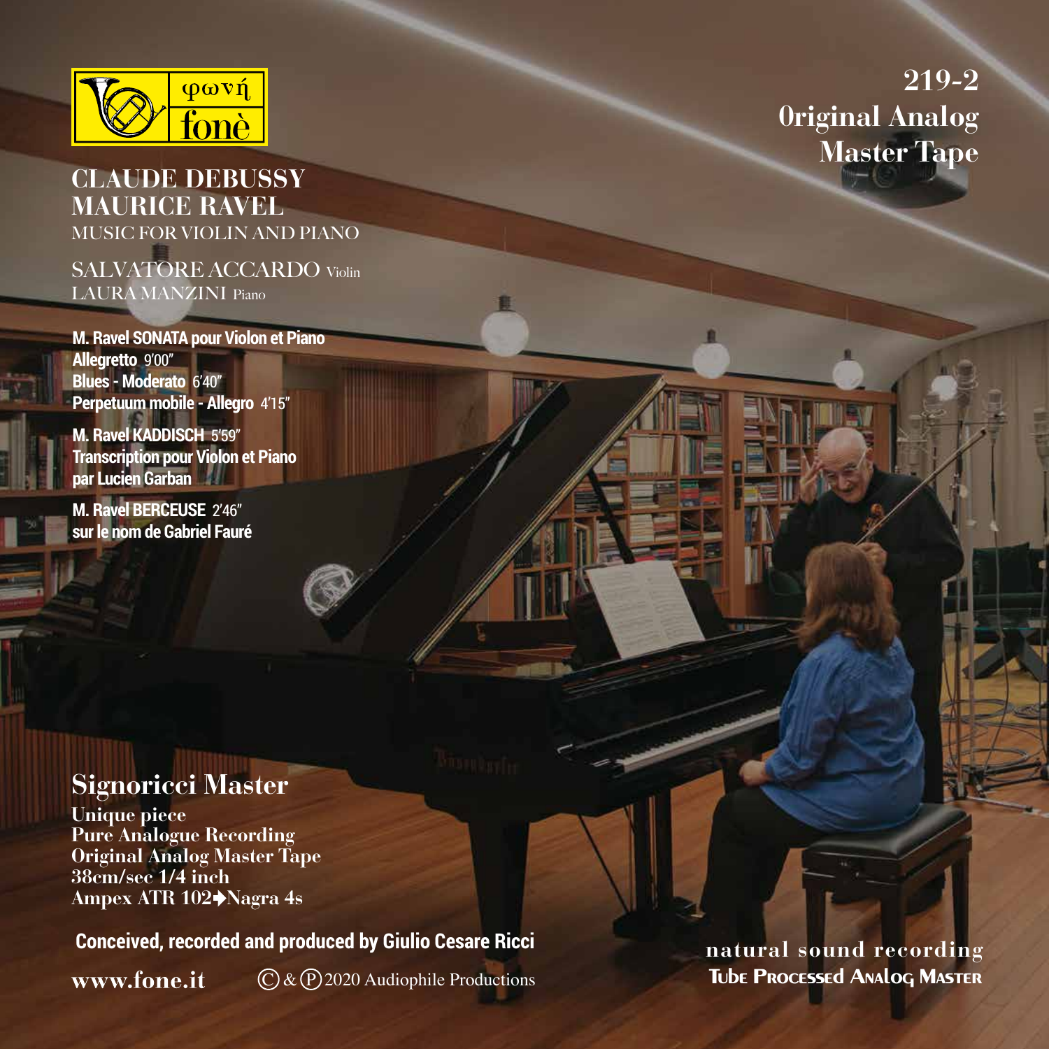φωνή
fonè

219-2
0riginal Analog
Master Tape

# CLAUDE DEBUSSY
# MAURICE RAVEL

MUSIC FOR VIOLIN AND PIANO

SALVATORE ACCARDO Violin
LAURA MANZINI Piano

**M. Ravel SONATA pour Violon et Piano**
**Allegretto** 9'00"
**Blues - Moderato** 6'40"
**Perpetuum mobile - Allegro** 4'15"

**M. Ravel KADDISCH** 5'59"
**Transcription pour Violon et Piano par Lucien Garban**

**M. Ravel BERCEUSE** 2'46"
**sur le nom de Gabriel Fauré**

## Signoricci Master

**Unique piece**
**Pure Analogue Recording**
**Original Analog Master Tape**
**38cm/sec 1/4 inch**
**Ampex ATR 102➔Nagra 4s**

**Conceived, recorded and produced by Giulio Cesare Ricci**

**www.fone.it** ©&℗ 2020 Audiophile Productions

natural sound recording
TUBE PROCESSED ANALOG MASTER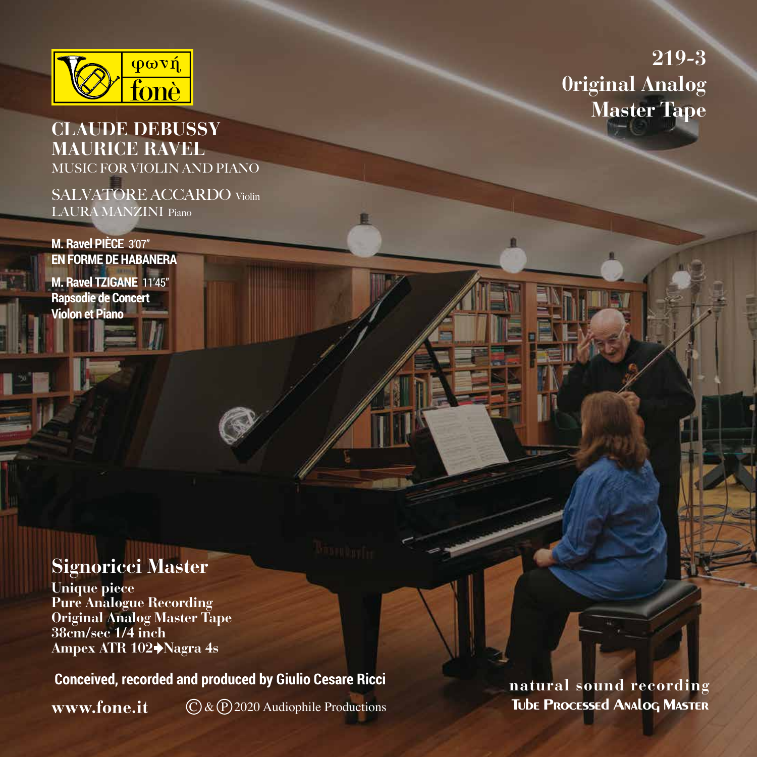φωνή
fonè

219-3
0riginal Analog
Master Tape

## CLAUDE DEBUSSY
## MAURICE RAVEL

MUSIC FOR VIOLIN AND PIANO

SALVATORE ACCARDO Violin
LAURA MANZINI Piano

**M. Ravel PIÈCE** 3'07"
**EN FORME DE HABANERA**

**M. Ravel TZIGANE** 11'45"
**Rapsodie de Concert**
**Violon et Piano**

## Signoricci Master

**Unique piece**
**Pure Analogue Recording**
**Original Analog Master Tape**
**38cm/sec 1/4 inch**
**Ampex ATR 102➔Nagra 4s**

**Conceived, recorded and produced by Giulio Cesare Ricci**

**www.fone.it** © & ℗ 2020 Audiophile Productions

natural sound recording
TUBE PROCESSED ANALOG MASTER